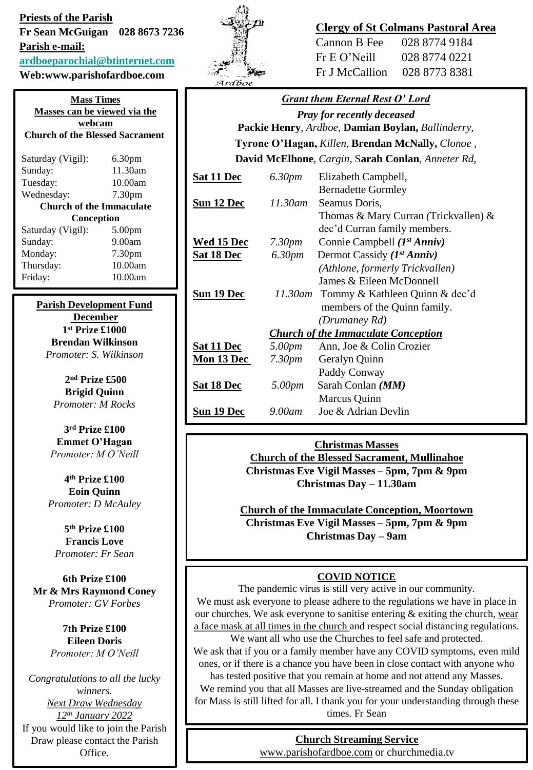**Priests of the Parish**

**Fr Sean McGuigan 028 8673 7236**

**Parish e-mail:**

**ardboeparochial@btinternet.com**

**Web:www.parishofardboe.com**

Ardboe

**Clergy of St Colmans Pastoral Area**

| | |
|---|---|
| Cannon B Fee | 028 8774 9184 |
| Fr E O'Neill | 028 8774 0221 |
| Fr J McCallion | 028 8773 8381 |

**Mass Times**

**Masses can be viewed via the webcam**

**Church of the Blessed Sacrament**

| | |
|---|---|
| Saturday (Vigil): | 6.30pm |
| Sunday: | 11.30am |
| Tuesday: | 10.00am |
| Wednesday: | 7.30pm |

**Church of the Immaculate Conception**

| | |
|---|---|
| Saturday (Vigil): | 5.00pm |
| Sunday: | 9.00am |
| Monday: | 7.30pm |
| Thursday: | 10.00am |
| Friday: | 10.00am |

**Parish Development Fund December**

**1st Prize £1000**
**Brendan Wilkinson**
*Promoter: S. Wilkinson*

**2nd Prize £500**
**Brigid Quinn**
*Promoter: M Rocks*

**3rd Prize £100**
**Emmet O'Hagan**
*Promoter: M O'Neill*

**4th Prize £100**
**Eoin Quinn**
*Promoter: D McAuley*

**5th Prize £100**
**Francis Love**
*Promoter: Fr Sean*

**6th Prize £100**
**Mr & Mrs Raymond Coney**
*Promoter: GV Forbes*

**7th Prize £100**
**Eileen Doris**
*Promoter: M O'Neill*

*Congratulations to all the lucky winners.*

*Next Draw Wednesday 12th January 2022*

If you would like to join the Parish Draw please contact the Parish Office.

***Grant them Eternal Rest O' Lord***

***Pray for recently deceased***

**Packie Henry**, *Ardboe,* **Damian Boylan,** *Ballinderry,* **Tyrone O'Hagan,** *Killen,* **Brendan McNally,** *Clonoe ,* **David McElhone**, *Cargin,* **Sarah Conlan**, *Anneter Rd,*

| | | |
|---|---|---|
| **Sat 11 Dec** | *6.30pm* | Elizabeth Campbell, Bernadette Gormley |
| **Sun 12 Dec** | *11.30am* | Seamus Doris, Thomas & Mary Curran *(Trickvallen)* & dec'd Curran family members. |
| **Wed 15 Dec** | *7.30pm* | Connie Campbell ***(1st Anniv)*** |
| **Sat 18 Dec** | *6.30pm* | Dermot Cassidy ***(1st Anniv)*** *(Athlone, formerly Trickvallen)* James & Eileen McDonnell |
| **Sun 19 Dec** | *11.30am* | Tommy & Kathleen Quinn & dec'd members of the Quinn family. *(Drumaney Rd)* |
| | ***Church of the Immaculate Conception*** | |
| **Sat 11 Dec** | *5.00pm* | Ann, Joe & Colin Crozier |
| **Mon 13 Dec** | *7.30pm* | Geralyn Quinn, Paddy Conway |
| **Sat 18 Dec** | *5.00pm* | Sarah Conlan ***(MM)*** Marcus Quinn |
| **Sun 19 Dec** | *9.00am* | Joe & Adrian Devlin |

**Christmas Masses**

**Church of the Blessed Sacrament, Mullinahoe**

**Christmas Eve Vigil Masses – 5pm, 7pm & 9pm**

**Christmas Day – 11.30am**

**Church of the Immaculate Conception, Moortown**

**Christmas Eve Vigil Masses – 5pm, 7pm & 9pm**

**Christmas Day – 9am**

**COVID NOTICE**

The pandemic virus is still very active in our community. We must ask everyone to please adhere to the regulations we have in place in our churches. We ask everyone to sanitise entering & exiting the church, wear a face mask at all times in the church and respect social distancing regulations. We want all who use the Churches to feel safe and protected. We ask that if you or a family member have any COVID symptoms, even mild ones, or if there is a chance you have been in close contact with anyone who has tested positive that you remain at home and not attend any Masses. We remind you that all Masses are live-streamed and the Sunday obligation for Mass is still lifted for all. I thank you for your understanding through these times. Fr Sean

**Church Streaming Service**

www.parishofardboe.com or churchmedia.tv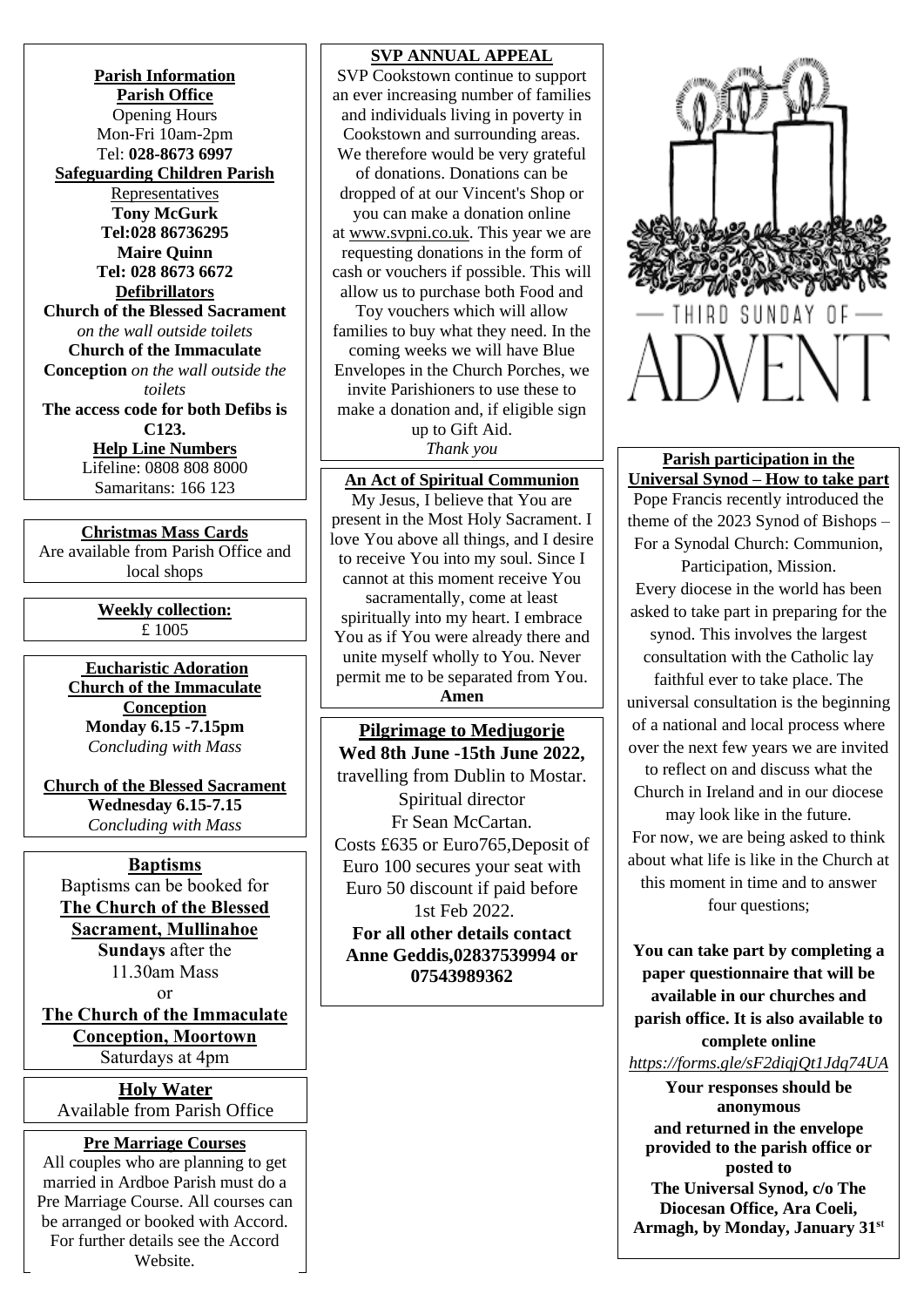**Parish Information**

**Parish Office**

Opening Hours
Mon-Fri 10am-2pm
Tel: **028-8673 6997**

**Safeguarding Children Parish** Representatives

**Tony McGurk**
**Tel:028 86736295**
**Maire Quinn**
**Tel: 028 8673 6672**

**Defibrillators**

**Church of the Blessed Sacrament** *on the wall outside toilets*
**Church of the Immaculate Conception** *on the wall outside the toilets*
**The access code for both Defibs is C123.**

**Help Line Numbers**

Lifeline: 0808 808 8000
Samaritans: 166 123

**Christmas Mass Cards**

Are available from Parish Office and local shops

**Weekly collection:**

£ 1005

**Eucharistic Adoration**

**Church of the Immaculate Conception**
**Monday 6.15 -7.15pm**
*Concluding with Mass*

**Church of the Blessed Sacrament**
**Wednesday 6.15-7.15**
*Concluding with Mass*

**Baptisms**

Baptisms can be booked for **The Church of the Blessed Sacrament, Mullinahoe** **Sundays** after the 11.30am Mass
or
**The Church of the Immaculate Conception, Moortown** Saturdays at 4pm

**Holy Water**

Available from Parish Office

**Pre Marriage Courses**

All couples who are planning to get married in Ardboe Parish must do a Pre Marriage Course. All courses can be arranged or booked with Accord. For further details see the Accord Website.

**SVP ANNUAL APPEAL**

SVP Cookstown continue to support an ever increasing number of families and individuals living in poverty in Cookstown and surrounding areas. We therefore would be very grateful of donations. Donations can be dropped of at our Vincent's Shop or you can make a donation online at www.svpni.co.uk. This year we are requesting donations in the form of cash or vouchers if possible. This will allow us to purchase both Food and Toy vouchers which will allow families to buy what they need. In the coming weeks we will have Blue Envelopes in the Church Porches, we invite Parishioners to use these to make a donation and, if eligible sign up to Gift Aid.
*Thank you*

**An Act of Spiritual Communion**

My Jesus, I believe that You are present in the Most Holy Sacrament. I love You above all things, and I desire to receive You into my soul. Since I cannot at this moment receive You sacramentally, come at least spiritually into my heart. I embrace You as if You were already there and unite myself wholly to You. Never permit me to be separated from You.
**Amen**

**Pilgrimage to Medjugorje**

**Wed 8th June -15th June 2022,** travelling from Dublin to Mostar.
Spiritual director
Fr Sean McCartan.
Costs £635 or Euro765,Deposit of Euro 100 secures your seat with Euro 50 discount if paid before 1st Feb 2022.
**For all other details contact Anne Geddis,02837539994 or 07543989362**

THIRD SUNDAY OF ADVENT

**Parish participation in the Universal Synod – How to take part**

Pope Francis recently introduced the theme of the 2023 Synod of Bishops – For a Synodal Church: Communion, Participation, Mission.
Every diocese in the world has been asked to take part in preparing for the synod. This involves the largest consultation with the Catholic lay faithful ever to take place. The universal consultation is the beginning of a national and local process where over the next few years we are invited to reflect on and discuss what the Church in Ireland and in our diocese may look like in the future.
For now, we are being asked to think about what life is like in the Church at this moment in time and to answer four questions;

**You can take part by completing a paper questionnaire that will be available in our churches and parish office. It is also available to complete online**
*https://forms.gle/sF2diqjQt1Jdq74UA*
**Your responses should be anonymous and returned in the envelope provided to the parish office or posted to The Universal Synod, c/o The Diocesan Office, Ara Coeli, Armagh, by Monday, January 31st**